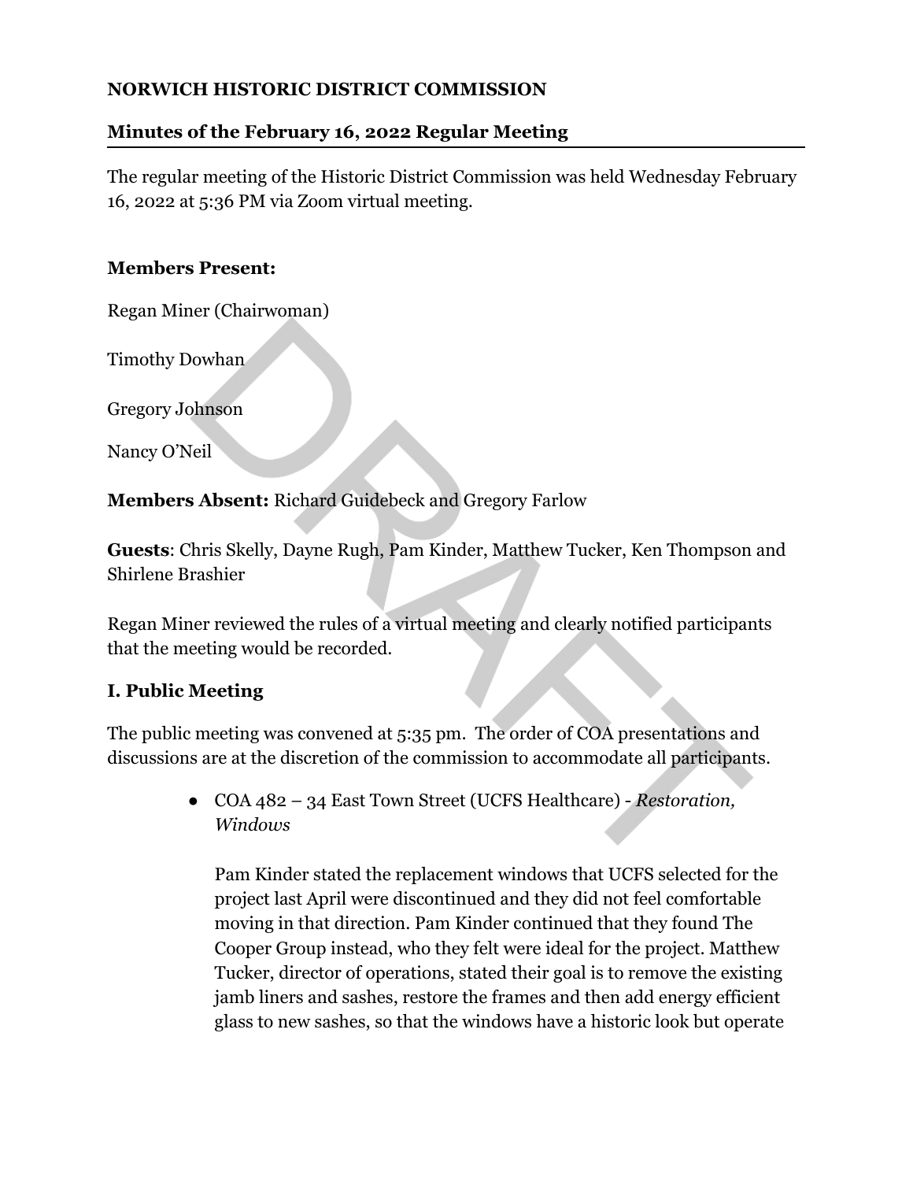# NORWICH HISTORIC DISTRICT COMMISSION

## Minutes of the February 16, 2022 Regular Meeting

The regular meeting of the Historic District Commission was held Wednesday February 16, 2022 at 5:36 PM via Zoom virtual meeting.

**Members Present:**

Regan Miner (Chairwoman)

Timothy Dowhan

Gregory Johnson

Nancy O'Neil

**Members Absent:** Richard Guidebeck and Gregory Farlow

**Guests**: Chris Skelly, Dayne Rugh, Pam Kinder, Matthew Tucker, Ken Thompson and Shirlene Brashier

Regan Miner reviewed the rules of a virtual meeting and clearly notified participants that the meeting would be recorded.

### I. Public Meeting

The public meeting was convened at 5:35 pm. The order of COA presentations and discussions are at the discretion of the commission to accommodate all participants.

- COA 482 – 34 East Town Street (UCFS Healthcare) - *Restoration, Windows*

  Pam Kinder stated the replacement windows that UCFS selected for the project last April were discontinued and they did not feel comfortable moving in that direction. Pam Kinder continued that they found The Cooper Group instead, who they felt were ideal for the project. Matthew Tucker, director of operations, stated their goal is to remove the existing jamb liners and sashes, restore the frames and then add energy efficient glass to new sashes, so that the windows have a historic look but operate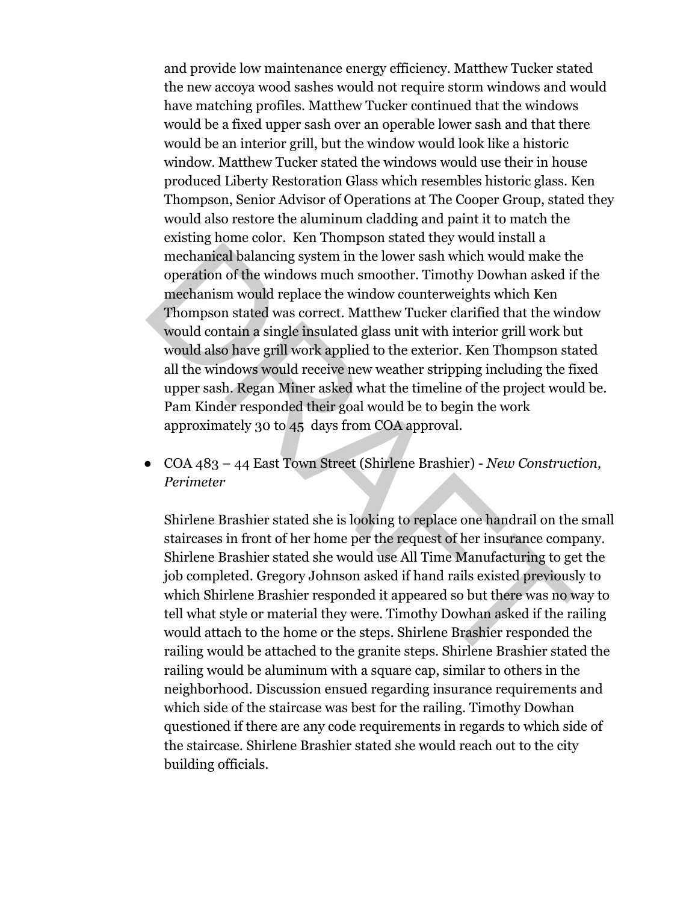and provide low maintenance energy efficiency. Matthew Tucker stated the new accoya wood sashes would not require storm windows and would have matching profiles. Matthew Tucker continued that the windows would be a fixed upper sash over an operable lower sash and that there would be an interior grill, but the window would look like a historic window. Matthew Tucker stated the windows would use their in house produced Liberty Restoration Glass which resembles historic glass. Ken Thompson, Senior Advisor of Operations at The Cooper Group, stated they would also restore the aluminum cladding and paint it to match the existing home color. Ken Thompson stated they would install a mechanical balancing system in the lower sash which would make the operation of the windows much smoother. Timothy Dowhan asked if the mechanism would replace the window counterweights which Ken Thompson stated was correct. Matthew Tucker clarified that the window would contain a single insulated glass unit with interior grill work but would also have grill work applied to the exterior. Ken Thompson stated all the windows would receive new weather stripping including the fixed upper sash. Regan Miner asked what the timeline of the project would be. Pam Kinder responded their goal would be to begin the work approximately 30 to 45 days from COA approval.

- COA 483 – 44 East Town Street (Shirlene Brashier) - *New Construction, Perimeter*

  Shirlene Brashier stated she is looking to replace one handrail on the small staircases in front of her home per the request of her insurance company. Shirlene Brashier stated she would use All Time Manufacturing to get the job completed. Gregory Johnson asked if hand rails existed previously to which Shirlene Brashier responded it appeared so but there was no way to tell what style or material they were. Timothy Dowhan asked if the railing would attach to the home or the steps. Shirlene Brashier responded the railing would be attached to the granite steps. Shirlene Brashier stated the railing would be aluminum with a square cap, similar to others in the neighborhood. Discussion ensued regarding insurance requirements and which side of the staircase was best for the railing. Timothy Dowhan questioned if there are any code requirements in regards to which side of the staircase. Shirlene Brashier stated she would reach out to the city building officials.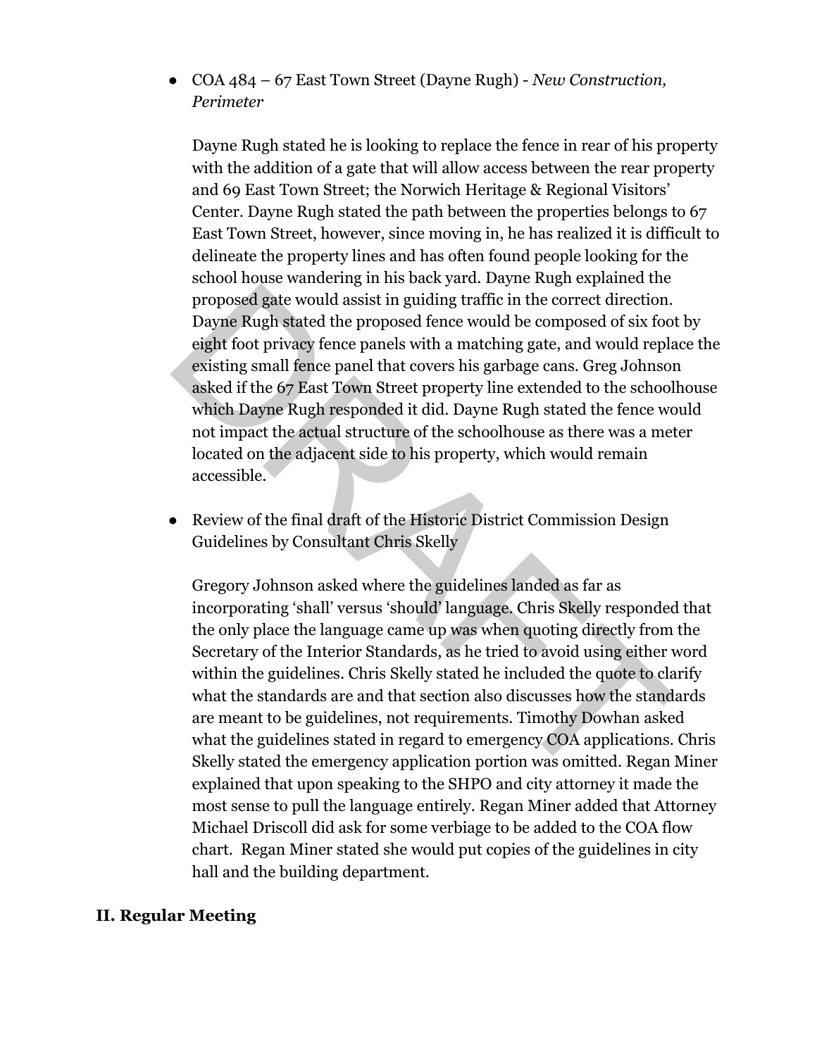- COA 484 – 67 East Town Street (Dayne Rugh) - *New Construction, Perimeter*

  Dayne Rugh stated he is looking to replace the fence in rear of his property with the addition of a gate that will allow access between the rear property and 69 East Town Street; the Norwich Heritage & Regional Visitors' Center. Dayne Rugh stated the path between the properties belongs to 67 East Town Street, however, since moving in, he has realized it is difficult to delineate the property lines and has often found people looking for the school house wandering in his back yard. Dayne Rugh explained the proposed gate would assist in guiding traffic in the correct direction. Dayne Rugh stated the proposed fence would be composed of six foot by eight foot privacy fence panels with a matching gate, and would replace the existing small fence panel that covers his garbage cans. Greg Johnson asked if the 67 East Town Street property line extended to the schoolhouse which Dayne Rugh responded it did. Dayne Rugh stated the fence would not impact the actual structure of the schoolhouse as there was a meter located on the adjacent side to his property, which would remain accessible.

- Review of the final draft of the Historic District Commission Design Guidelines by Consultant Chris Skelly

  Gregory Johnson asked where the guidelines landed as far as incorporating 'shall' versus 'should' language. Chris Skelly responded that the only place the language came up was when quoting directly from the Secretary of the Interior Standards, as he tried to avoid using either word within the guidelines. Chris Skelly stated he included the quote to clarify what the standards are and that section also discusses how the standards are meant to be guidelines, not requirements. Timothy Dowhan asked what the guidelines stated in regard to emergency COA applications. Chris Skelly stated the emergency application portion was omitted. Regan Miner explained that upon speaking to the SHPO and city attorney it made the most sense to pull the language entirely. Regan Miner added that Attorney Michael Driscoll did ask for some verbiage to be added to the COA flow chart. Regan Miner stated she would put copies of the guidelines in city hall and the building department.

## II. Regular Meeting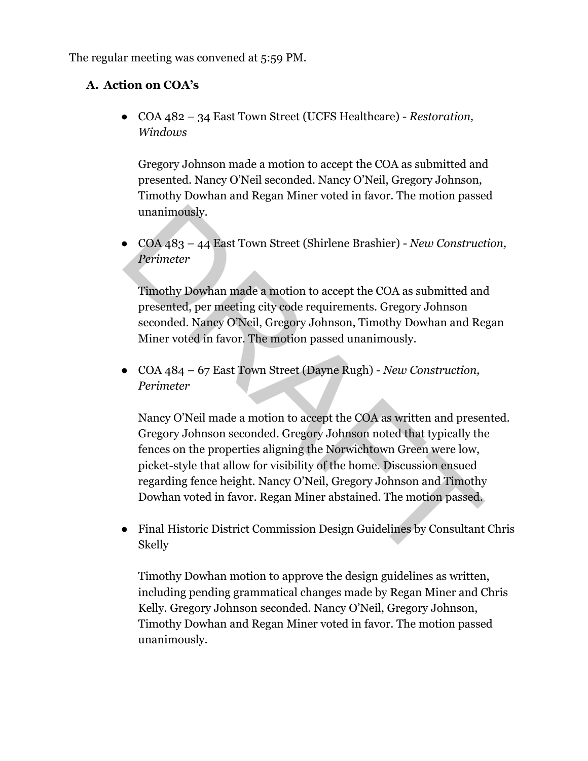The regular meeting was convened at 5:59 PM.

## A. Action on COA's

- COA 482 – 34 East Town Street (UCFS Healthcare) - *Restoration, Windows*

  Gregory Johnson made a motion to accept the COA as submitted and presented. Nancy O'Neil seconded. Nancy O'Neil, Gregory Johnson, Timothy Dowhan and Regan Miner voted in favor. The motion passed unanimously.

- COA 483 – 44 East Town Street (Shirlene Brashier) - *New Construction, Perimeter*

  Timothy Dowhan made a motion to accept the COA as submitted and presented, per meeting city code requirements. Gregory Johnson seconded. Nancy O'Neil, Gregory Johnson, Timothy Dowhan and Regan Miner voted in favor. The motion passed unanimously.

- COA 484 – 67 East Town Street (Dayne Rugh) - *New Construction, Perimeter*

  Nancy O'Neil made a motion to accept the COA as written and presented. Gregory Johnson seconded. Gregory Johnson noted that typically the fences on the properties aligning the Norwichtown Green were low, picket-style that allow for visibility of the home. Discussion ensued regarding fence height. Nancy O'Neil, Gregory Johnson and Timothy Dowhan voted in favor. Regan Miner abstained. The motion passed.

- Final Historic District Commission Design Guidelines by Consultant Chris Skelly

  Timothy Dowhan motion to approve the design guidelines as written, including pending grammatical changes made by Regan Miner and Chris Kelly. Gregory Johnson seconded. Nancy O'Neil, Gregory Johnson, Timothy Dowhan and Regan Miner voted in favor. The motion passed unanimously.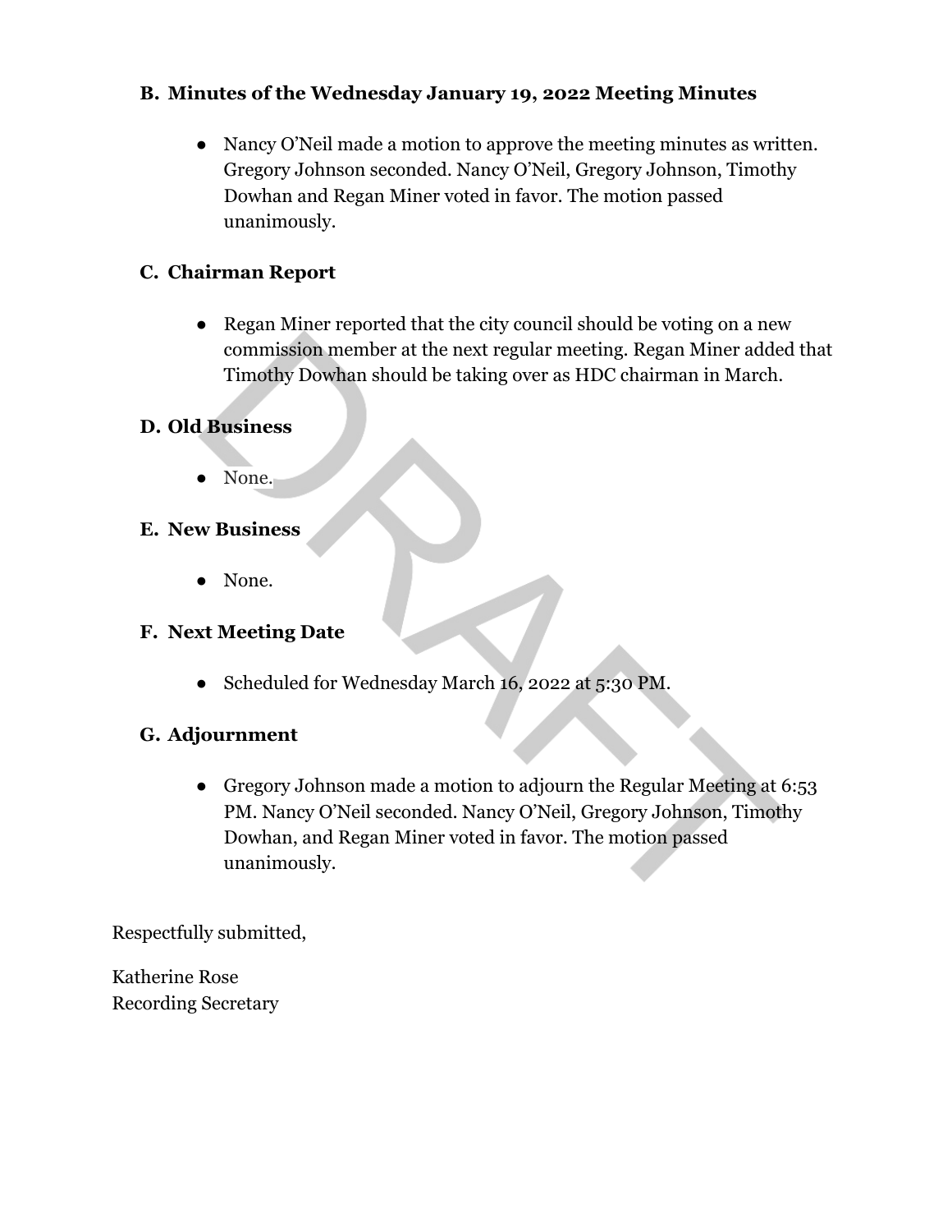### B. Minutes of the Wednesday January 19, 2022 Meeting Minutes

- Nancy O'Neil made a motion to approve the meeting minutes as written. Gregory Johnson seconded. Nancy O'Neil, Gregory Johnson, Timothy Dowhan and Regan Miner voted in favor. The motion passed unanimously.

### C. Chairman Report

- Regan Miner reported that the city council should be voting on a new commission member at the next regular meeting. Regan Miner added that Timothy Dowhan should be taking over as HDC chairman in March.

### D. Old Business

- None.

### E. New Business

- None.

### F. Next Meeting Date

- Scheduled for Wednesday March 16, 2022 at 5:30 PM.

### G. Adjournment

- Gregory Johnson made a motion to adjourn the Regular Meeting at 6:53 PM. Nancy O'Neil seconded. Nancy O'Neil, Gregory Johnson, Timothy Dowhan, and Regan Miner voted in favor. The motion passed unanimously.

Respectfully submitted,

Katherine Rose
Recording Secretary